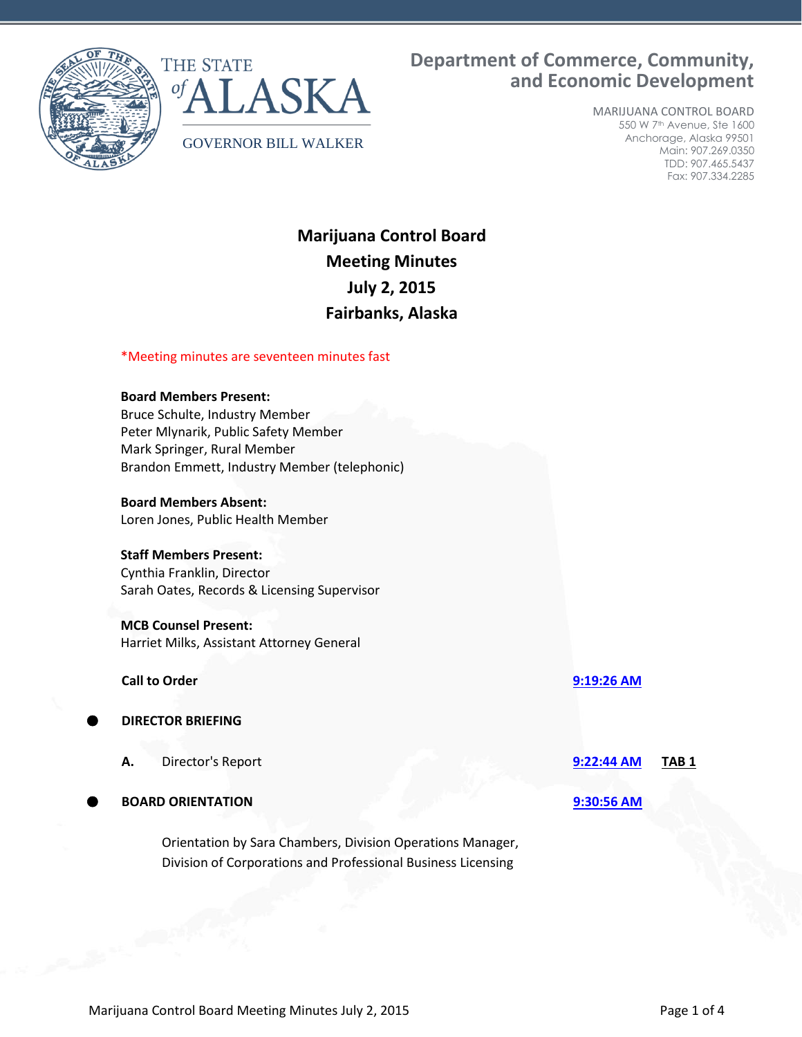THE STATE of ALASKA

GOVERNOR BILL WALKER

**Department of Commerce, Community, and Economic Development**

MARIJUANA CONTROL BOARD
550 W 7th Avenue, Ste 1600
Anchorage, Alaska 99501
Main: 907.269.0350
TDD: 907.465.5437
Fax: 907.334.2285

# Marijuana Control Board
## Meeting Minutes
## July 2, 2015
## Fairbanks, Alaska

*Meeting minutes are seventeen minutes fast

**Board Members Present:**
Bruce Schulte, Industry Member
Peter Mlynarik, Public Safety Member
Mark Springer, Rural Member
Brandon Emmett, Industry Member (telephonic)

**Board Members Absent:**
Loren Jones, Public Health Member

**Staff Members Present:**
Cynthia Franklin, Director
Sarah Oates, Records & Licensing Supervisor

**MCB Counsel Present:**
Harriet Milks, Assistant Attorney General

**Call to Order** — **9:19:26 AM**

- **DIRECTOR BRIEFING**

  **A.** Director's Report — **9:22:44 AM** — **TAB 1**

- **BOARD ORIENTATION** — **9:30:56 AM**

  Orientation by Sara Chambers, Division Operations Manager, Division of Corporations and Professional Business Licensing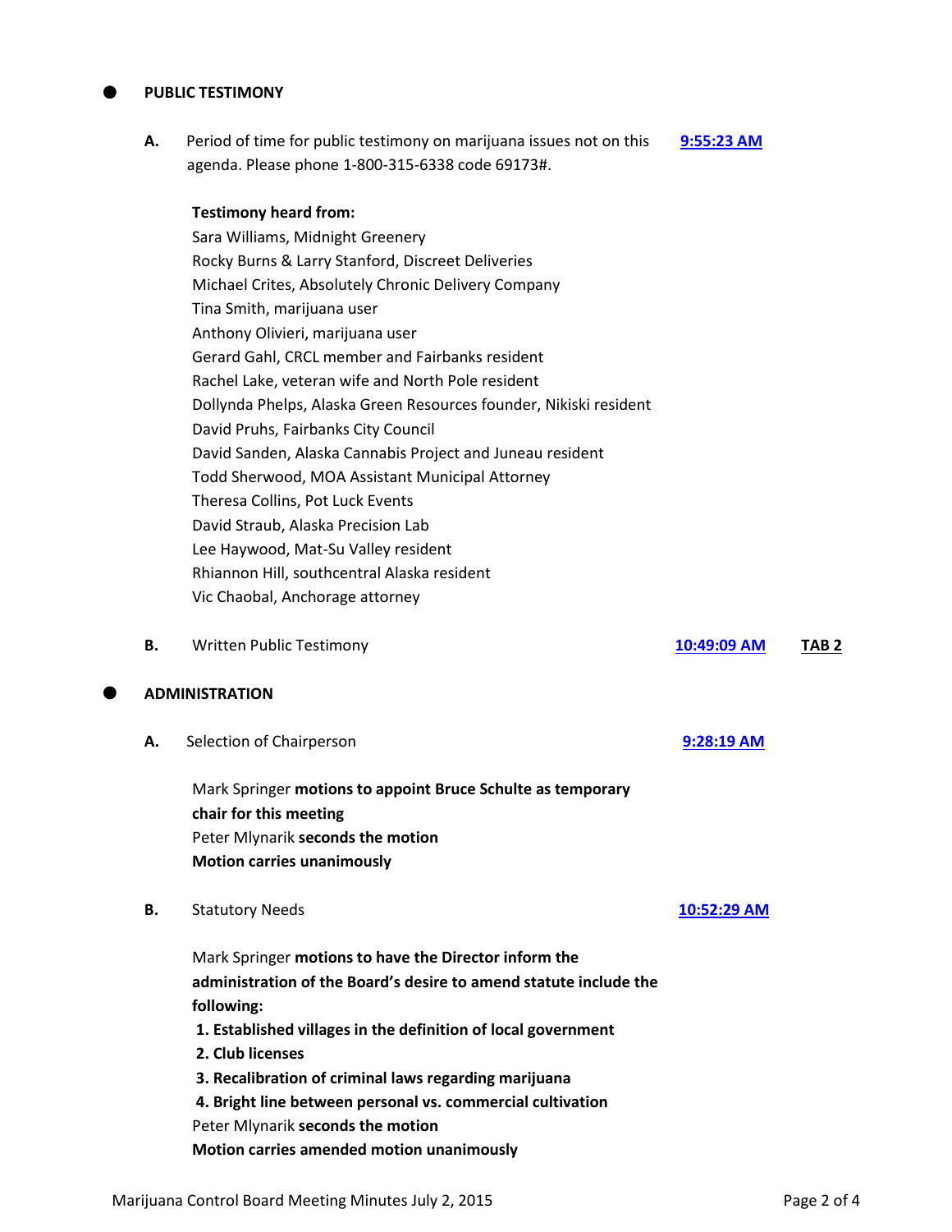## PUBLIC TESTIMONY

**A.** Period of time for public testimony on marijuana issues not on this agenda. Please phone 1-800-315-6338 code 69173#. **9:55:23 AM**

**Testimony heard from:**
Sara Williams, Midnight Greenery
Rocky Burns & Larry Stanford, Discreet Deliveries
Michael Crites, Absolutely Chronic Delivery Company
Tina Smith, marijuana user
Anthony Olivieri, marijuana user
Gerard Gahl, CRCL member and Fairbanks resident
Rachel Lake, veteran wife and North Pole resident
Dollynda Phelps, Alaska Green Resources founder, Nikiski resident
David Pruhs, Fairbanks City Council
David Sanden, Alaska Cannabis Project and Juneau resident
Todd Sherwood, MOA Assistant Municipal Attorney
Theresa Collins, Pot Luck Events
David Straub, Alaska Precision Lab
Lee Haywood, Mat-Su Valley resident
Rhiannon Hill, southcentral Alaska resident
Vic Chaobal, Anchorage attorney

**B.** Written Public Testimony **10:49:09 AM** **TAB 2**

## ADMINISTRATION

**A.** Selection of Chairperson **9:28:19 AM**

Mark Springer **motions to appoint Bruce Schulte as temporary chair for this meeting**
Peter Mlynarik **seconds the motion**
**Motion carries unanimously**

**B.** Statutory Needs **10:52:29 AM**

Mark Springer **motions to have the Director inform the administration of the Board's desire to amend statute include the following:**

**1. Established villages in the definition of local government**
**2. Club licenses**
**3. Recalibration of criminal laws regarding marijuana**
**4. Bright line between personal vs. commercial cultivation**

Peter Mlynarik **seconds the motion**
**Motion carries amended motion unanimously**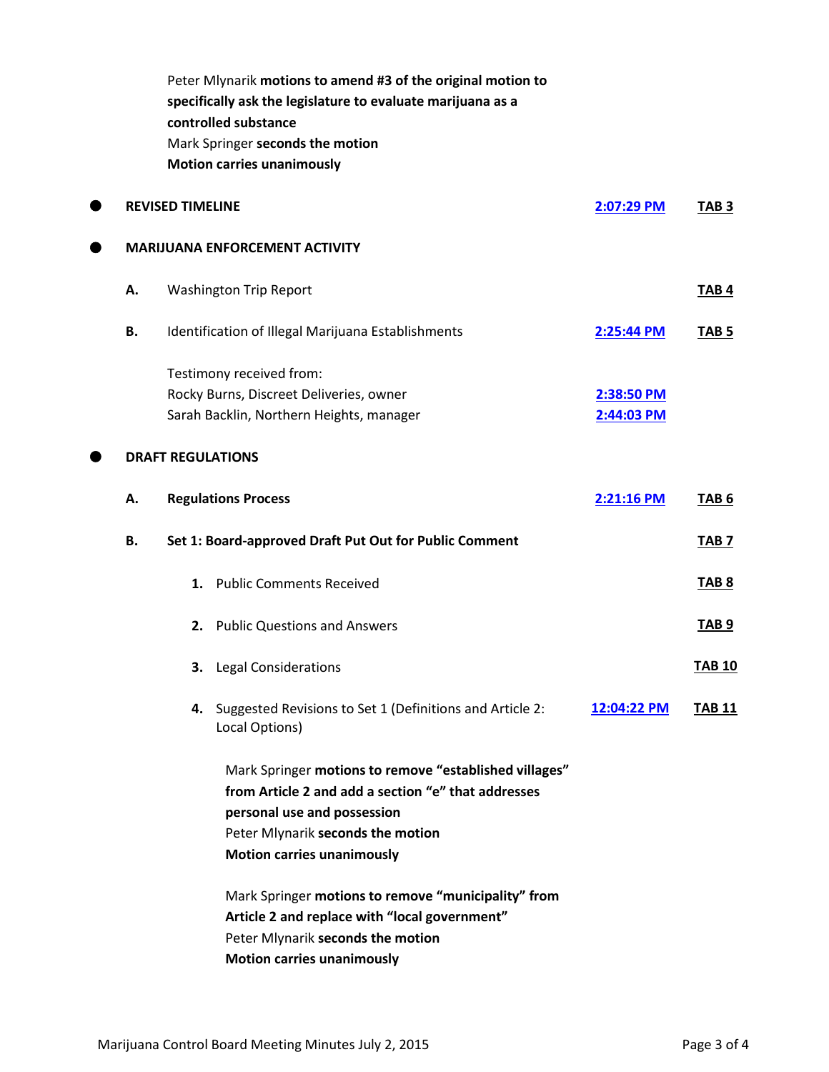Peter Mlynarik **motions to amend #3 of the original motion to specifically ask the legislature to evaluate marijuana as a controlled substance**
Mark Springer **seconds the motion**
**Motion carries unanimously**

- **REVISED TIMELINE** — 2:07:29 PM — TAB 3

- **MARIJUANA ENFORCEMENT ACTIVITY**

  **A.** Washington Trip Report — TAB 4

  **B.** Identification of Illegal Marijuana Establishments — 2:25:44 PM — TAB 5

  Testimony received from:
  Rocky Burns, Discreet Deliveries, owner — 2:38:50 PM
  Sarah Backlin, Northern Heights, manager — 2:44:03 PM

- **DRAFT REGULATIONS**

  **A. Regulations Process** — 2:21:16 PM — TAB 6

  **B. Set 1: Board-approved Draft Put Out for Public Comment** — TAB 7

  1. Public Comments Received — TAB 8
  2. Public Questions and Answers — TAB 9
  3. Legal Considerations — TAB 10
  4. Suggested Revisions to Set 1 (Definitions and Article 2: Local Options) — 12:04:22 PM — TAB 11

     Mark Springer **motions to remove "established villages" from Article 2 and add a section "e" that addresses personal use and possession**
     Peter Mlynarik **seconds the motion**
     **Motion carries unanimously**

     Mark Springer **motions to remove "municipality" from Article 2 and replace with "local government"**
     Peter Mlynarik **seconds the motion**
     **Motion carries unanimously**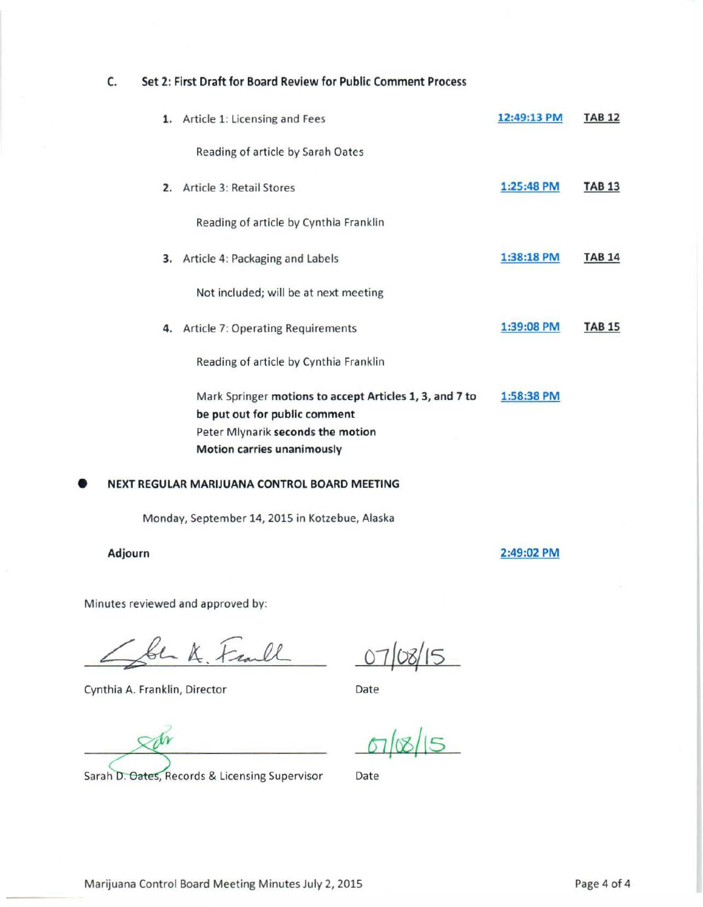### C. Set 2: First Draft for Board Review for Public Comment Process

1. Article 1: Licensing and Fees — **12:49:13 PM** — **TAB 12**

   Reading of article by Sarah Oates

2. Article 3: Retail Stores — **1:25:48 PM** — **TAB 13**

   Reading of article by Cynthia Franklin

3. Article 4: Packaging and Labels — **1:38:18 PM** — **TAB 14**

   Not included; will be at next meeting

4. Article 7: Operating Requirements — **1:39:08 PM** — **TAB 15**

   Reading of article by Cynthia Franklin

   Mark Springer **motions to accept Articles 1, 3, and 7 to be put out for public comment** — **1:58:38 PM**
   Peter Mlynarik **seconds the motion**
   **Motion carries unanimously**

- **NEXT REGULAR MARIJUANA CONTROL BOARD MEETING**

  Monday, September 14, 2015 in Kotzebue, Alaska

**Adjourn** — **2:49:02 PM**

Minutes reviewed and approved by:

Cynthia A. Franklin, Director — Date: 07/08/15

Sarah D. Oates, Records & Licensing Supervisor — Date: 07/08/15

Marijuana Control Board Meeting Minutes July 2, 2015